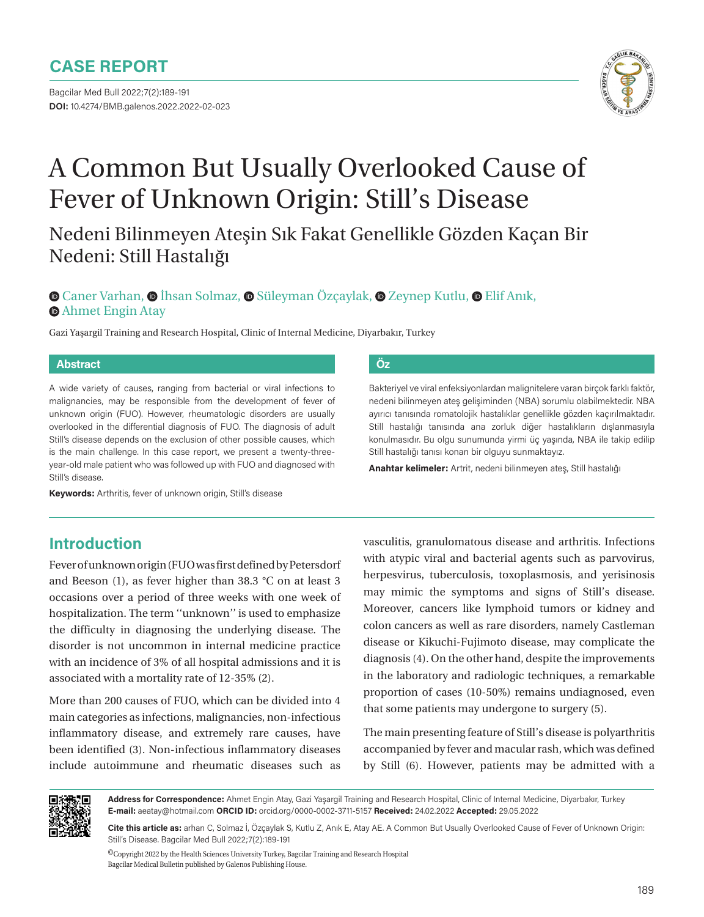CASE REPORT

DOI: 10.4274/BMB.galenos.2022.2022-02-023

# A Common But Usually Overlooked Cause of Fever of Unknown Origin: Still's Disease

## Nedeni Bilinmeyen Ateşin Sık Fakat Genellikle Gözden Kaçan Bir Nedeni: Still Hastalığı

Caner Varhan, İhsan Solmaz, Süleyman Özçaylak, Zeynep Kutlu, Elif Anık, Ahmet Engin Atay

Gazi Yaşargil Training and Research Hospital, Clinic of Internal Medicine, Diyarbakır, Turkey

### Abstract

A wide variety of causes, ranging from bacterial or viral infections to malignancies, may be responsible from the development of fever of unknown origin (FUO). However, rheumatologic disorders are usually overlooked in the differential diagnosis of FUO. The diagnosis of adult Still's disease depends on the exclusion of other possible causes, which is the main challenge. In this case report, we present a twenty-three-year-old male patient who was followed up with FUO and diagnosed with Still's disease.

**Keywords:** Arthritis, fever of unknown origin, Still's disease

### Öz

Bakteriyel ve viral enfeksiyonlardan malignitelere varan birçok farklı faktör, nedeni bilinmeyen ateş gelişiminden (NBA) sorumlu olabilmektedir. NBA ayırıcı tanısında romatolojik hastalıklar genellikle gözden kaçırılmaktadır. Still hastalığı tanısında ana zorluk diğer hastalıkların dışlanmasıyla konulmasıdır. Bu olgu sunumunda yirmi üç yaşında, NBA ile takip edilip Still hastalığı tanısı konan bir olguyu sunmaktayız.

**Anahtar kelimeler:** Artrit, nedeni bilinmeyen ateş, Still hastalığı

## Introduction

Fever of unknown origin (FUO was first defined by Petersdorf and Beeson (1), as fever higher than 38.3 °C on at least 3 occasions over a period of three weeks with one week of hospitalization. The term ''unknown'' is used to emphasize the difficulty in diagnosing the underlying disease. The disorder is not uncommon in internal medicine practice with an incidence of 3% of all hospital admissions and it is associated with a mortality rate of 12-35% (2).

More than 200 causes of FUO, which can be divided into 4 main categories as infections, malignancies, non-infectious inflammatory disease, and extremely rare causes, have been identified (3). Non-infectious inflammatory diseases include autoimmune and rheumatic diseases such as vasculitis, granulomatous disease and arthritis. Infections with atypic viral and bacterial agents such as parvovirus, herpesvirus, tuberculosis, toxoplasmosis, and yerisinosis may mimic the symptoms and signs of Still's disease. Moreover, cancers like lymphoid tumors or kidney and colon cancers as well as rare disorders, namely Castleman disease or Kikuchi-Fujimoto disease, may complicate the diagnosis (4). On the other hand, despite the improvements in the laboratory and radiologic techniques, a remarkable proportion of cases (10-50%) remains undiagnosed, even that some patients may undergone to surgery (5).

The main presenting feature of Still's disease is polyarthritis accompanied by fever and macular rash, which was defined by Still (6). However, patients may be admitted with a

**Address for Correspondence:** Ahmet Engin Atay, Gazi Yaşargil Training and Research Hospital, Clinic of Internal Medicine, Diyarbakır, Turkey
**E-mail:** aeatay@hotmail.com **ORCID ID:** orcid.org/0000-0002-3711-5157 **Received:** 24.02.2022 **Accepted:** 29.05.2022

**Cite this article as:** arhan C, Solmaz İ, Özçaylak S, Kutlu Z, Anık E, Atay AE. A Common But Usually Overlooked Cause of Fever of Unknown Origin: Still's Disease. Bagcilar Med Bull 2022;7(2):189-191

©Copyright 2022 by the Health Sciences University Turkey, Bagcilar Training and Research Hospital
Bagcilar Medical Bulletin published by Galenos Publishing House.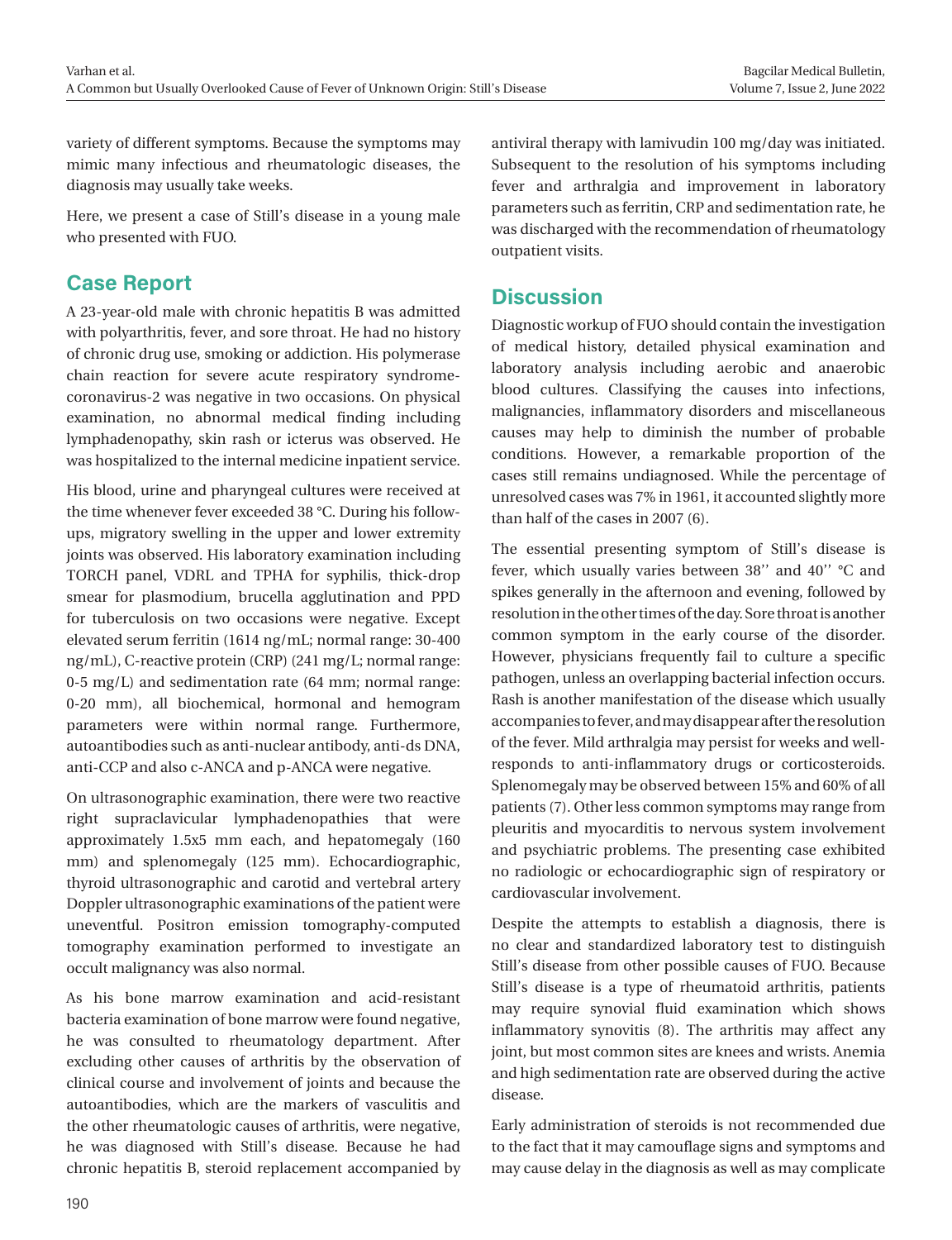variety of different symptoms. Because the symptoms may mimic many infectious and rheumatologic diseases, the diagnosis may usually take weeks.

Here, we present a case of Still's disease in a young male who presented with FUO.

## Case Report

A 23-year-old male with chronic hepatitis B was admitted with polyarthritis, fever, and sore throat. He had no history of chronic drug use, smoking or addiction. His polymerase chain reaction for severe acute respiratory syndrome-coronavirus-2 was negative in two occasions. On physical examination, no abnormal medical finding including lymphadenopathy, skin rash or icterus was observed. He was hospitalized to the internal medicine inpatient service.

His blood, urine and pharyngeal cultures were received at the time whenever fever exceeded 38 °C. During his follow-ups, migratory swelling in the upper and lower extremity joints was observed. His laboratory examination including TORCH panel, VDRL and TPHA for syphilis, thick-drop smear for plasmodium, brucella agglutination and PPD for tuberculosis on two occasions were negative. Except elevated serum ferritin (1614 ng/mL; normal range: 30-400 ng/mL), C-reactive protein (CRP) (241 mg/L; normal range: 0-5 mg/L) and sedimentation rate (64 mm; normal range: 0-20 mm), all biochemical, hormonal and hemogram parameters were within normal range. Furthermore, autoantibodies such as anti-nuclear antibody, anti-ds DNA, anti-CCP and also c-ANCA and p-ANCA were negative.

On ultrasonographic examination, there were two reactive right supraclavicular lymphadenopathies that were approximately 1.5x5 mm each, and hepatomegaly (160 mm) and splenomegaly (125 mm). Echocardiographic, thyroid ultrasonographic and carotid and vertebral artery Doppler ultrasonographic examinations of the patient were uneventful. Positron emission tomography-computed tomography examination performed to investigate an occult malignancy was also normal.

As his bone marrow examination and acid-resistant bacteria examination of bone marrow were found negative, he was consulted to rheumatology department. After excluding other causes of arthritis by the observation of clinical course and involvement of joints and because the autoantibodies, which are the markers of vasculitis and the other rheumatologic causes of arthritis, were negative, he was diagnosed with Still's disease. Because he had chronic hepatitis B, steroid replacement accompanied by antiviral therapy with lamivudin 100 mg/day was initiated. Subsequent to the resolution of his symptoms including fever and arthralgia and improvement in laboratory parameters such as ferritin, CRP and sedimentation rate, he was discharged with the recommendation of rheumatology outpatient visits.

## Discussion

Diagnostic workup of FUO should contain the investigation of medical history, detailed physical examination and laboratory analysis including aerobic and anaerobic blood cultures. Classifying the causes into infections, malignancies, inflammatory disorders and miscellaneous causes may help to diminish the number of probable conditions. However, a remarkable proportion of the cases still remains undiagnosed. While the percentage of unresolved cases was 7% in 1961, it accounted slightly more than half of the cases in 2007 (6).

The essential presenting symptom of Still's disease is fever, which usually varies between 38'' and 40'' °C and spikes generally in the afternoon and evening, followed by resolution in the other times of the day. Sore throat is another common symptom in the early course of the disorder. However, physicians frequently fail to culture a specific pathogen, unless an overlapping bacterial infection occurs. Rash is another manifestation of the disease which usually accompanies to fever, and may disappear after the resolution of the fever. Mild arthralgia may persist for weeks and well-responds to anti-inflammatory drugs or corticosteroids. Splenomegaly may be observed between 15% and 60% of all patients (7). Other less common symptoms may range from pleuritis and myocarditis to nervous system involvement and psychiatric problems. The presenting case exhibited no radiologic or echocardiographic sign of respiratory or cardiovascular involvement.

Despite the attempts to establish a diagnosis, there is no clear and standardized laboratory test to distinguish Still's disease from other possible causes of FUO. Because Still's disease is a type of rheumatoid arthritis, patients may require synovial fluid examination which shows inflammatory synovitis (8). The arthritis may affect any joint, but most common sites are knees and wrists. Anemia and high sedimentation rate are observed during the active disease.

Early administration of steroids is not recommended due to the fact that it may camouflage signs and symptoms and may cause delay in the diagnosis as well as may complicate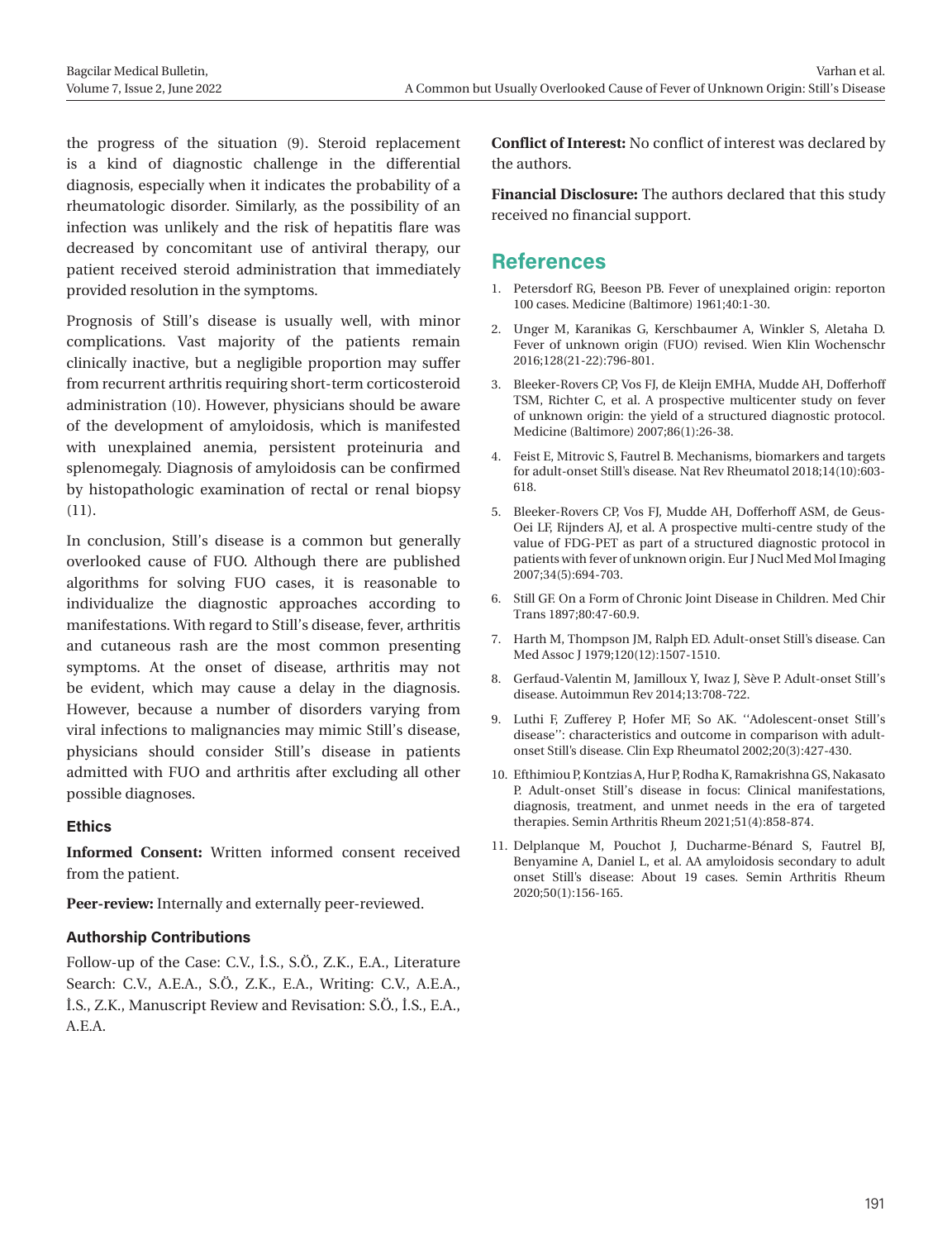the progress of the situation (9). Steroid replacement is a kind of diagnostic challenge in the differential diagnosis, especially when it indicates the probability of a rheumatologic disorder. Similarly, as the possibility of an infection was unlikely and the risk of hepatitis flare was decreased by concomitant use of antiviral therapy, our patient received steroid administration that immediately provided resolution in the symptoms.

Prognosis of Still's disease is usually well, with minor complications. Vast majority of the patients remain clinically inactive, but a negligible proportion may suffer from recurrent arthritis requiring short-term corticosteroid administration (10). However, physicians should be aware of the development of amyloidosis, which is manifested with unexplained anemia, persistent proteinuria and splenomegaly. Diagnosis of amyloidosis can be confirmed by histopathologic examination of rectal or renal biopsy (11).

In conclusion, Still's disease is a common but generally overlooked cause of FUO. Although there are published algorithms for solving FUO cases, it is reasonable to individualize the diagnostic approaches according to manifestations. With regard to Still's disease, fever, arthritis and cutaneous rash are the most common presenting symptoms. At the onset of disease, arthritis may not be evident, which may cause a delay in the diagnosis. However, because a number of disorders varying from viral infections to malignancies may mimic Still's disease, physicians should consider Still's disease in patients admitted with FUO and arthritis after excluding all other possible diagnoses.

### Ethics

**Informed Consent:** Written informed consent received from the patient.

**Peer-review:** Internally and externally peer-reviewed.

### Authorship Contributions

Follow-up of the Case: C.V., İ.S., S.Ö., Z.K., E.A., Literature Search: C.V., A.E.A., S.Ö., Z.K., E.A., Writing: C.V., A.E.A., İ.S., Z.K., Manuscript Review and Revisation: S.Ö., İ.S., E.A., A.E.A.

**Conflict of Interest:** No conflict of interest was declared by the authors.

**Financial Disclosure:** The authors declared that this study received no financial support.

## References

1. Petersdorf RG, Beeson PB. Fever of unexplained origin: reporton 100 cases. Medicine (Baltimore) 1961;40:1-30.
2. Unger M, Karanikas G, Kerschbaumer A, Winkler S, Aletaha D. Fever of unknown origin (FUO) revised. Wien Klin Wochenschr 2016;128(21-22):796-801.
3. Bleeker-Rovers CP, Vos FJ, de Kleijn EMHA, Mudde AH, Dofferhoff TSM, Richter C, et al. A prospective multicenter study on fever of unknown origin: the yield of a structured diagnostic protocol. Medicine (Baltimore) 2007;86(1):26-38.
4. Feist E, Mitrovic S, Fautrel B. Mechanisms, biomarkers and targets for adult-onset Still's disease. Nat Rev Rheumatol 2018;14(10):603-618.
5. Bleeker-Rovers CP, Vos FJ, Mudde AH, Dofferhoff ASM, de Geus-Oei LF, Rijnders AJ, et al. A prospective multi-centre study of the value of FDG-PET as part of a structured diagnostic protocol in patients with fever of unknown origin. Eur J Nucl Med Mol Imaging 2007;34(5):694-703.
6. Still GF. On a Form of Chronic Joint Disease in Children. Med Chir Trans 1897;80:47-60.9.
7. Harth M, Thompson JM, Ralph ED. Adult-onset Still's disease. Can Med Assoc J 1979;120(12):1507-1510.
8. Gerfaud-Valentin M, Jamilloux Y, Iwaz J, Sève P. Adult-onset Still's disease. Autoimmun Rev 2014;13:708-722.
9. Luthi F, Zufferey P, Hofer MF, So AK. ''Adolescent-onset Still's disease'': characteristics and outcome in comparison with adult-onset Still's disease. Clin Exp Rheumatol 2002;20(3):427-430.
10. Efthimiou P, Kontzias A, Hur P, Rodha K, Ramakrishna GS, Nakasato P. Adult-onset Still's disease in focus: Clinical manifestations, diagnosis, treatment, and unmet needs in the era of targeted therapies. Semin Arthritis Rheum 2021;51(4):858-874.
11. Delplanque M, Pouchot J, Ducharme-Bénard S, Fautrel BJ, Benyamine A, Daniel L, et al. AA amyloidosis secondary to adult onset Still's disease: About 19 cases. Semin Arthritis Rheum 2020;50(1):156-165.